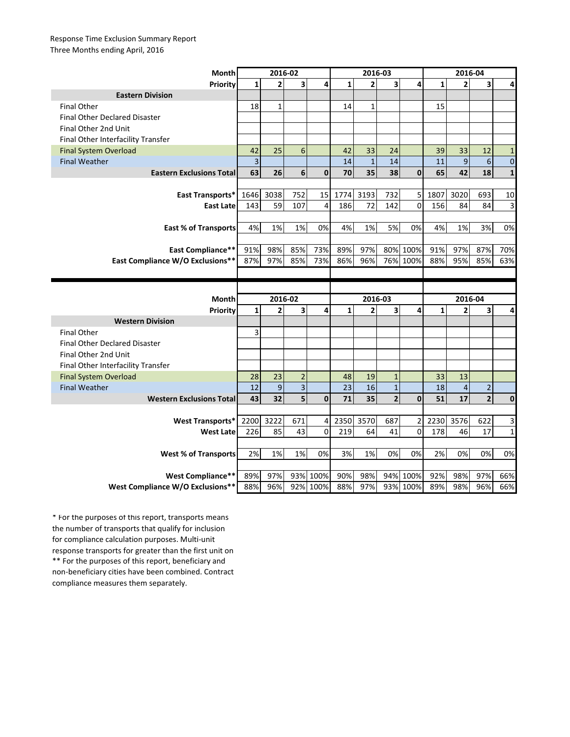Response Time Exclusion Summary Report
Three Months ending April, 2016

| Month | 2016-02 | | | | 2016-03 | | | | 2016-04 | | | |
|---|---|---|---|---|---|---|---|---|---|---|---|---|
| **Priority** | **1** | **2** | **3** | **4** | **1** | **2** | **3** | **4** | **1** | **2** | **3** | **4** |
| **Eastern Division** | | | | | | | | | | | | |
| Final Other | 18 | 1 | | | 14 | 1 | | | 15 | | | |
| Final Other Declared Disaster | | | | | | | | | | | | |
| Final Other 2nd Unit | | | | | | | | | | | | |
| Final Other Interfacility Transfer | | | | | | | | | | | | |
| Final System Overload | 42 | 25 | 6 | | 42 | 33 | 24 | | 39 | 33 | 12 | 1 |
| Final Weather | 3 | | | | 14 | 1 | 14 | | 11 | 9 | 6 | 0 |
| **Eastern Exclusions Total** | **63** | **26** | **6** | **0** | **70** | **35** | **38** | **0** | **65** | **42** | **18** | **1** |
| | | | | | | | | | | | | |
| **East Transports*** | 1646 | 3038 | 752 | 15 | 1774 | 3193 | 732 | 5 | 1807 | 3020 | 693 | 10 |
| **East Late** | 143 | 59 | 107 | 4 | 186 | 72 | 142 | 0 | 156 | 84 | 84 | 3 |
| | | | | | | | | | | | | |
| **East % of Transports** | 4% | 1% | 1% | 0% | 4% | 1% | 5% | 0% | 4% | 1% | 3% | 0% |
| | | | | | | | | | | | | |
| **East Compliance**** | 91% | 98% | 85% | 73% | 89% | 97% | 80% | 100% | 91% | 97% | 87% | 70% |
| **East Compliance W/O Exclusions**** | 87% | 97% | 85% | 73% | 86% | 96% | 76% | 100% | 88% | 95% | 85% | 63% |

| Month | 2016-02 | | | | 2016-03 | | | | 2016-04 | | | |
|---|---|---|---|---|---|---|---|---|---|---|---|---|
| **Priority** | **1** | **2** | **3** | **4** | **1** | **2** | **3** | **4** | **1** | **2** | **3** | **4** |
| **Western Division** | | | | | | | | | | | | |
| Final Other | 3 | | | | | | | | | | | |
| Final Other Declared Disaster | | | | | | | | | | | | |
| Final Other 2nd Unit | | | | | | | | | | | | |
| Final Other Interfacility Transfer | | | | | | | | | | | | |
| Final System Overload | 28 | 23 | 2 | | 48 | 19 | 1 | | 33 | 13 | | |
| Final Weather | 12 | 9 | 3 | | 23 | 16 | 1 | | 18 | 4 | 2 | |
| **Western Exclusions Total** | **43** | **32** | **5** | **0** | **71** | **35** | **2** | **0** | **51** | **17** | **2** | **0** |
| | | | | | | | | | | | | |
| **West Transports*** | 2200 | 3222 | 671 | 4 | 2350 | 3570 | 687 | 2 | 2230 | 3576 | 622 | 3 |
| **West Late** | 226 | 85 | 43 | 0 | 219 | 64 | 41 | 0 | 178 | 46 | 17 | 1 |
| | | | | | | | | | | | | |
| **West % of Transports** | 2% | 1% | 1% | 0% | 3% | 1% | 0% | 0% | 2% | 0% | 0% | 0% |
| | | | | | | | | | | | | |
| **West Compliance**** | 89% | 97% | 93% | 100% | 90% | 98% | 94% | 100% | 92% | 98% | 97% | 66% |
| **West Compliance W/O Exclusions**** | 88% | 96% | 92% | 100% | 88% | 97% | 93% | 100% | 89% | 98% | 96% | 66% |

* For the purposes of this report, transports means the number of transports that qualify for inclusion for compliance calculation purposes. Multi-unit response transports for greater than the first unit on
** For the purposes of this report, beneficiary and non-beneficiary cities have been combined. Contract compliance measures them separately.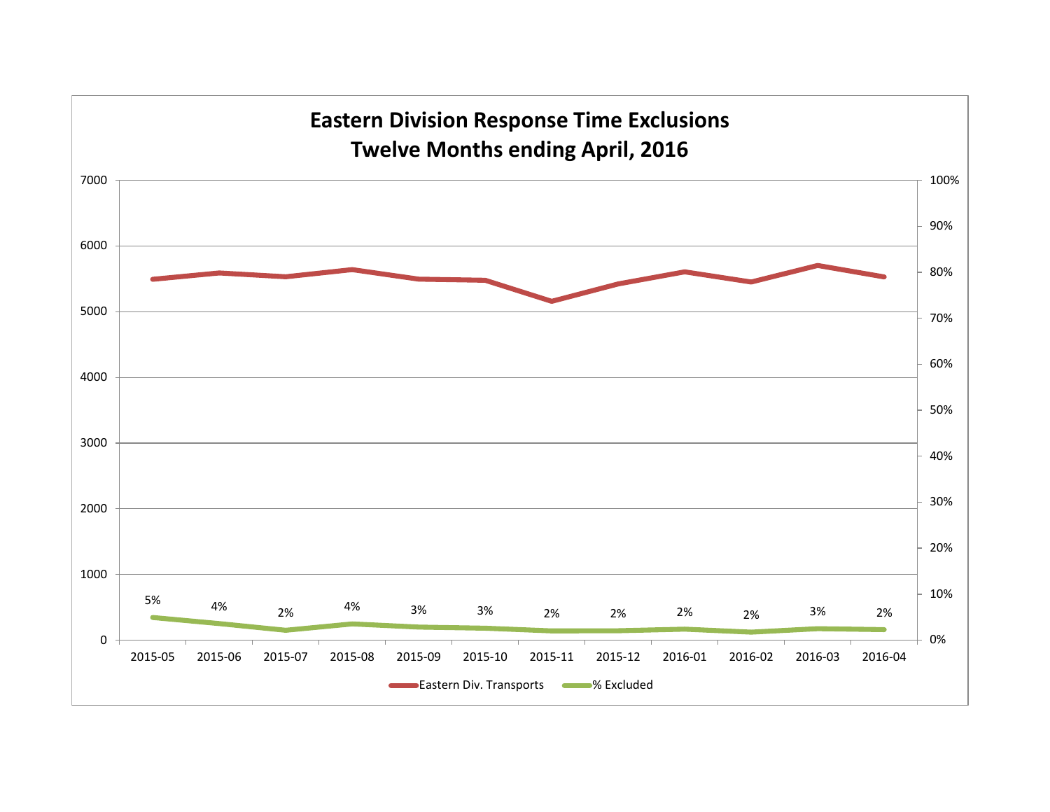# Eastern Division Response Time Exclusions
## Twelve Months ending April, 2016

| Month | % Excluded |
|---|---|
| 2015-05 | 5% |
| 2015-06 | 4% |
| 2015-07 | 2% |
| 2015-08 | 4% |
| 2015-09 | 3% |
| 2015-10 | 3% |
| 2015-11 | 2% |
| 2015-12 | 2% |
| 2016-01 | 2% |
| 2016-02 | 2% |
| 2016-03 | 3% |
| 2016-04 | 2% |

Eastern Div. Transports — % Excluded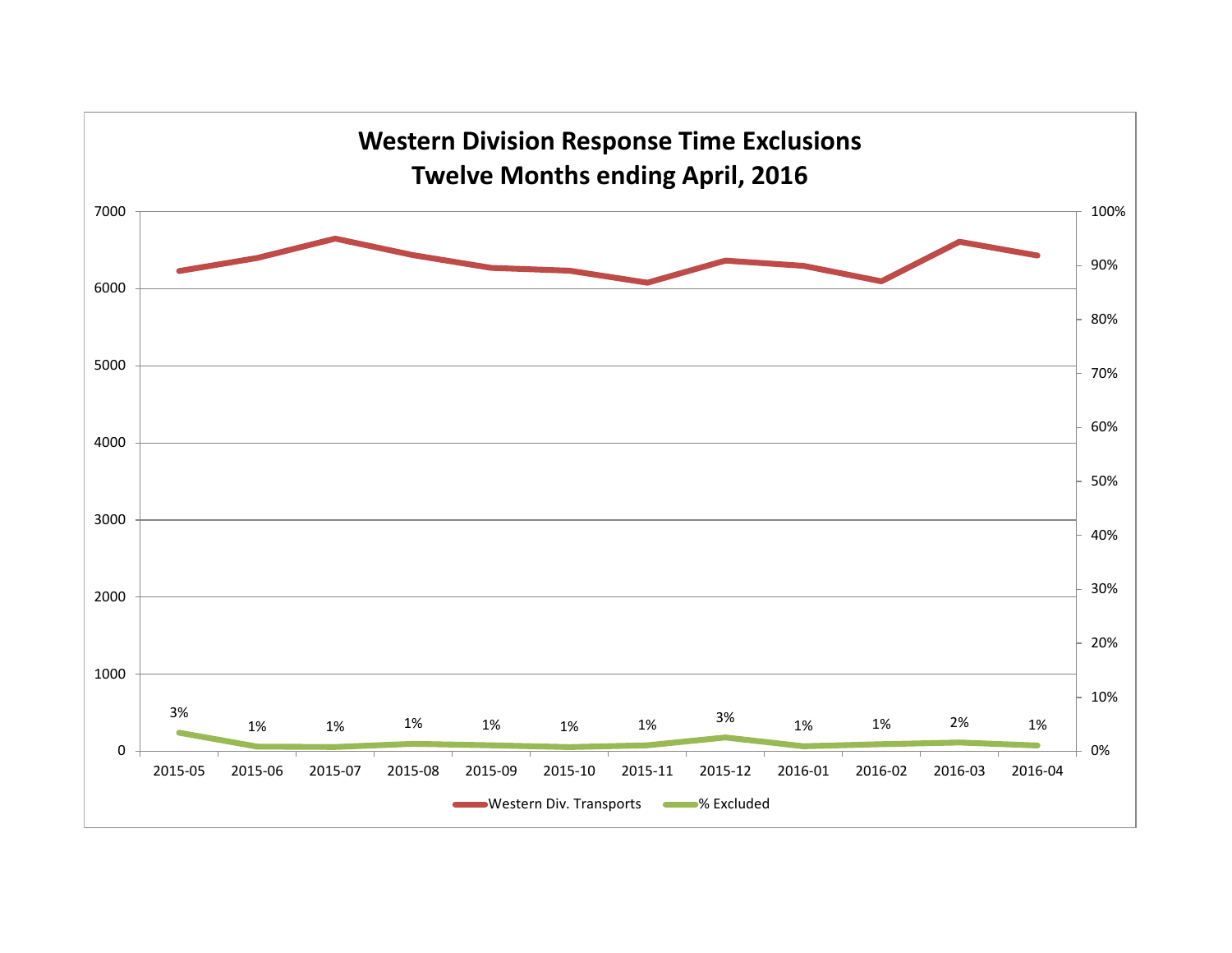# Western Division Response Time Exclusions
## Twelve Months ending April, 2016

7000
6000
5000
4000
3000
2000
1000
0

100%
90%
80%
70%
60%
50%
40%
30%
20%
10%
0%

3% 1% 1% 1% 1% 1% 1% 3% 1% 1% 2% 1%

2015-05 2015-06 2015-07 2015-08 2015-09 2015-10 2015-11 2015-12 2016-01 2016-02 2016-03 2016-04

Western Div. Transports
% Excluded